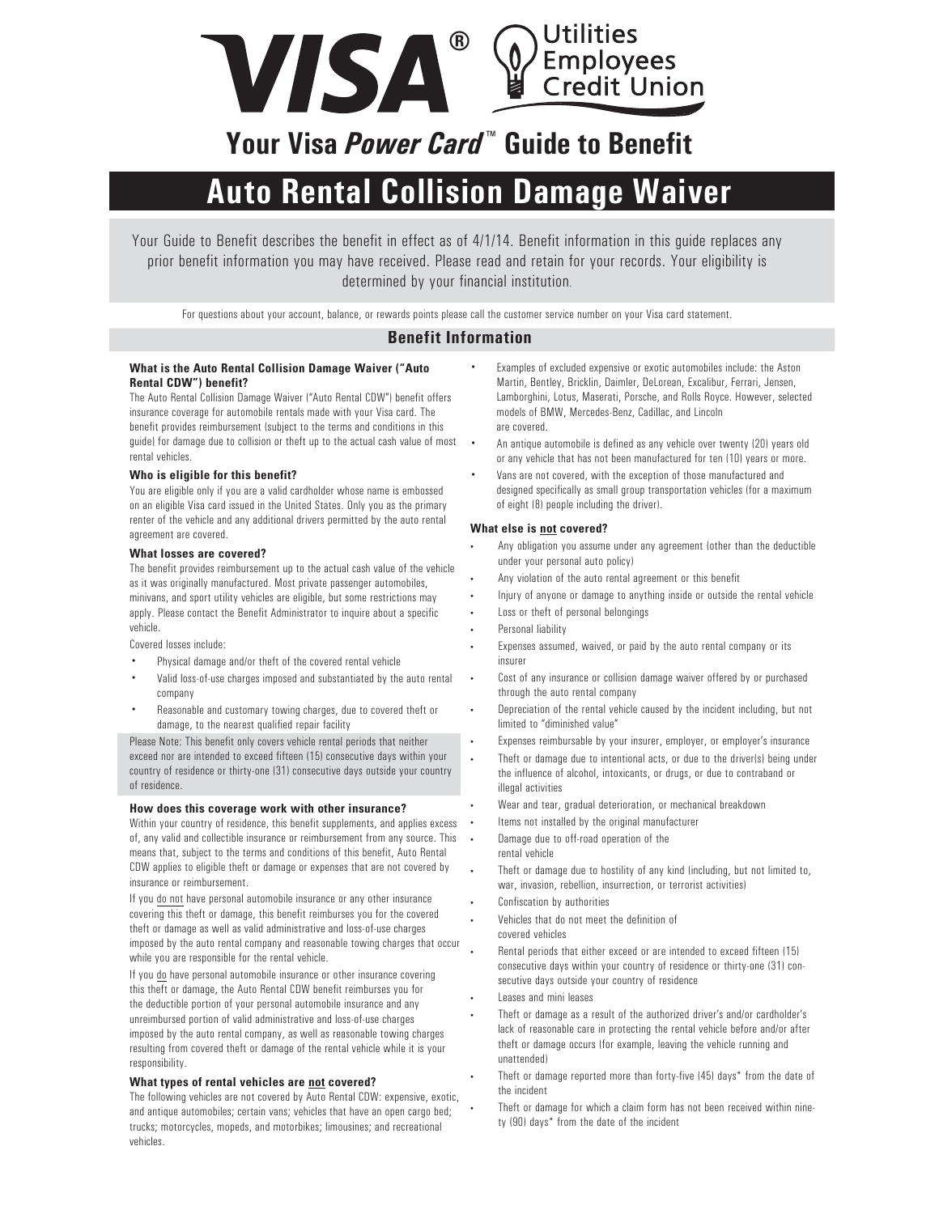# Your Visa *Power Card*™ Guide to Benefit

# Auto Rental Collision Damage Waiver

Your Guide to Benefit describes the benefit in effect as of 4/1/14. Benefit information in this guide replaces any prior benefit information you may have received. Please read and retain for your records. Your eligibility is determined by your financial institution.

For questions about your account, balance, or rewards points please call the customer service number on your Visa card statement.

## Benefit Information

**What is the Auto Rental Collision Damage Waiver ("Auto Rental CDW") benefit?**

The Auto Rental Collision Damage Waiver ("Auto Rental CDW") benefit offers insurance coverage for automobile rentals made with your Visa card. The benefit provides reimbursement (subject to the terms and conditions in this guide) for damage due to collision or theft up to the actual cash value of most rental vehicles.

**Who is eligible for this benefit?**

You are eligible only if you are a valid cardholder whose name is embossed on an eligible Visa card issued in the United States. Only you as the primary renter of the vehicle and any additional drivers permitted by the auto rental agreement are covered.

**What losses are covered?**

The benefit provides reimbursement up to the actual cash value of the vehicle as it was originally manufactured. Most private passenger automobiles, minivans, and sport utility vehicles are eligible, but some restrictions may apply. Please contact the Benefit Administrator to inquire about a specific vehicle.

Covered losses include:

- Physical damage and/or theft of the covered rental vehicle
- Valid loss-of-use charges imposed and substantiated by the auto rental company
- Reasonable and customary towing charges, due to covered theft or damage, to the nearest qualified repair facility

Please Note: This benefit only covers vehicle rental periods that neither exceed nor are intended to exceed fifteen (15) consecutive days within your country of residence or thirty-one (31) consecutive days outside your country of residence.

**How does this coverage work with other insurance?**

Within your country of residence, this benefit supplements, and applies excess of, any valid and collectible insurance or reimbursement from any source. This means that, subject to the terms and conditions of this benefit, Auto Rental CDW applies to eligible theft or damage or expenses that are not covered by insurance or reimbursement.

If you do not have personal automobile insurance or any other insurance covering this theft or damage, this benefit reimburses you for the covered theft or damage as well as valid administrative and loss-of-use charges imposed by the auto rental company and reasonable towing charges that occur while you are responsible for the rental vehicle.

If you do have personal automobile insurance or other insurance covering this theft or damage, the Auto Rental CDW benefit reimburses you for the deductible portion of your personal automobile insurance and any unreimbursed portion of valid administrative and loss-of-use charges imposed by the auto rental company, as well as reasonable towing charges resulting from covered theft or damage of the rental vehicle while it is your responsibility.

**What types of rental vehicles are not covered?**

The following vehicles are not covered by Auto Rental CDW: expensive, exotic, and antique automobiles; certain vans; vehicles that have an open cargo bed; trucks; motorcycles, mopeds, and motorbikes; limousines; and recreational vehicles.

- Examples of excluded expensive or exotic automobiles include: the Aston Martin, Bentley, Bricklin, Daimler, DeLorean, Excalibur, Ferrari, Jensen, Lamborghini, Lotus, Maserati, Porsche, and Rolls Royce. However, selected models of BMW, Mercedes-Benz, Cadillac, and Lincoln are covered.
- An antique automobile is defined as any vehicle over twenty (20) years old or any vehicle that has not been manufactured for ten (10) years or more.
- Vans are not covered, with the exception of those manufactured and designed specifically as small group transportation vehicles (for a maximum of eight (8) people including the driver).

**What else is not covered?**

- Any obligation you assume under any agreement (other than the deductible under your personal auto policy)
- Any violation of the auto rental agreement or this benefit
- Injury of anyone or damage to anything inside or outside the rental vehicle
- Loss or theft of personal belongings
- Personal liability
- Expenses assumed, waived, or paid by the auto rental company or its insurer
- Cost of any insurance or collision damage waiver offered by or purchased through the auto rental company
- Depreciation of the rental vehicle caused by the incident including, but not limited to "diminished value"
- Expenses reimbursable by your insurer, employer, or employer's insurance
- Theft or damage due to intentional acts, or due to the driver(s) being under the influence of alcohol, intoxicants, or drugs, or due to contraband or illegal activities
- Wear and tear, gradual deterioration, or mechanical breakdown
- Items not installed by the original manufacturer
- Damage due to off-road operation of the rental vehicle
- Theft or damage due to hostility of any kind (including, but not limited to, war, invasion, rebellion, insurrection, or terrorist activities)
- Confiscation by authorities
- Vehicles that do not meet the definition of covered vehicles
- Rental periods that either exceed or are intended to exceed fifteen (15) consecutive days within your country of residence or thirty-one (31) consecutive days outside your country of residence
- Leases and mini leases
- Theft or damage as a result of the authorized driver's and/or cardholder's lack of reasonable care in protecting the rental vehicle before and/or after theft or damage occurs (for example, leaving the vehicle running and unattended)
- Theft or damage reported more than forty-five (45) days* from the date of the incident
- Theft or damage for which a claim form has not been received within ninety (90) days* from the date of the incident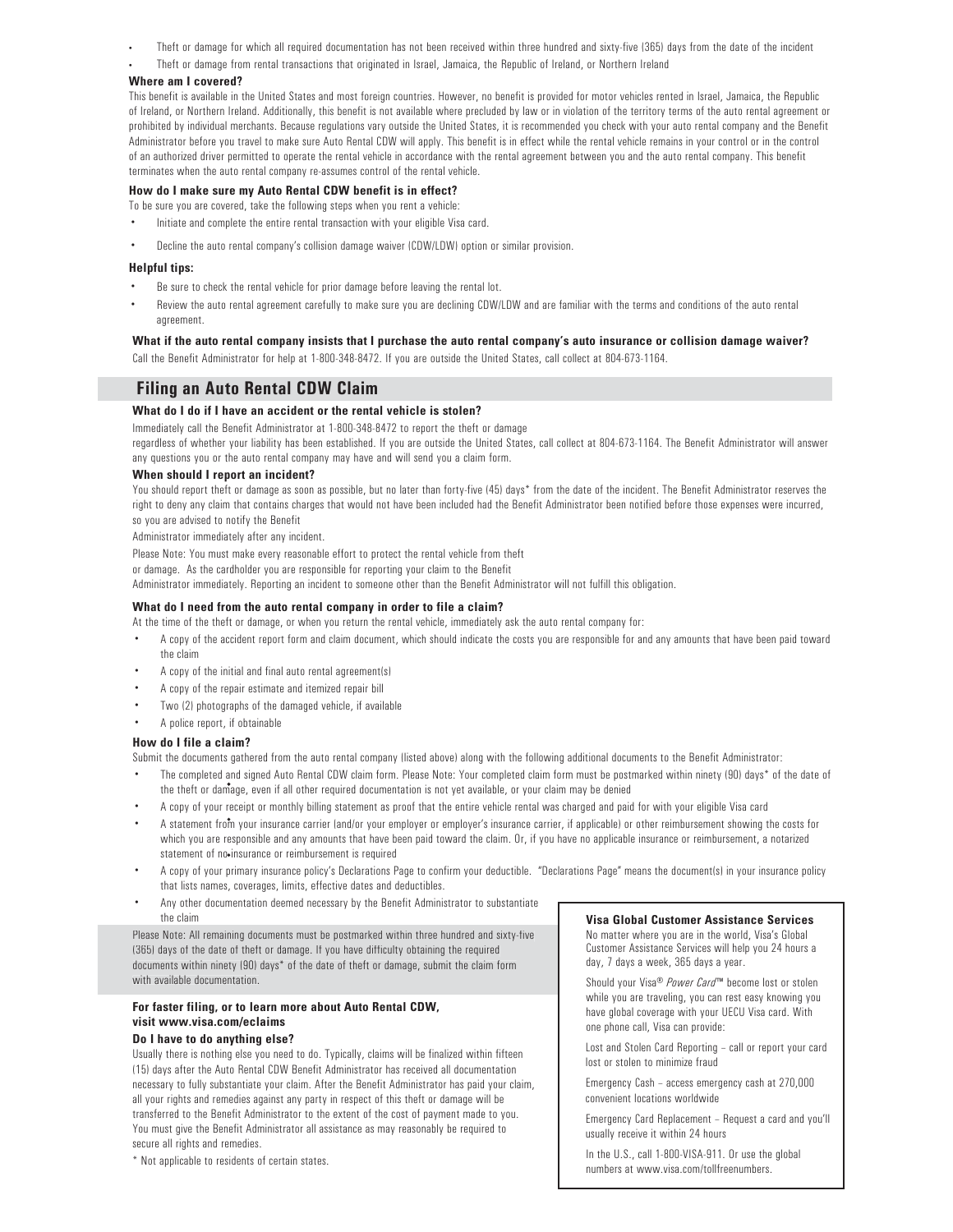- Theft or damage for which all required documentation has not been received within three hundred and sixty-five (365) days from the date of the incident
- Theft or damage from rental transactions that originated in Israel, Jamaica, the Republic of Ireland, or Northern Ireland

**Where am I covered?**

This benefit is available in the United States and most foreign countries. However, no benefit is provided for motor vehicles rented in Israel, Jamaica, the Republic of Ireland, or Northern Ireland. Additionally, this benefit is not available where precluded by law or in violation of the territory terms of the auto rental agreement or prohibited by individual merchants. Because regulations vary outside the United States, it is recommended you check with your auto rental company and the Benefit Administrator before you travel to make sure Auto Rental CDW will apply. This benefit is in effect while the rental vehicle remains in your control or in the control of an authorized driver permitted to operate the rental vehicle in accordance with the rental agreement between you and the auto rental company. This benefit terminates when the auto rental company re-assumes control of the rental vehicle.

**How do I make sure my Auto Rental CDW benefit is in effect?**

To be sure you are covered, take the following steps when you rent a vehicle:

- Initiate and complete the entire rental transaction with your eligible Visa card.
- Decline the auto rental company's collision damage waiver (CDW/LDW) option or similar provision.

**Helpful tips:**

- Be sure to check the rental vehicle for prior damage before leaving the rental lot.
- Review the auto rental agreement carefully to make sure you are declining CDW/LDW and are familiar with the terms and conditions of the auto rental agreement.

**What if the auto rental company insists that I purchase the auto rental company's auto insurance or collision damage waiver?**

Call the Benefit Administrator for help at 1-800-348-8472. If you are outside the United States, call collect at 804-673-1164.

## Filing an Auto Rental CDW Claim

**What do I do if I have an accident or the rental vehicle is stolen?**

Immediately call the Benefit Administrator at 1-800-348-8472 to report the theft or damage regardless of whether your liability has been established. If you are outside the United States, call collect at 804-673-1164. The Benefit Administrator will answer any questions you or the auto rental company may have and will send you a claim form.

**When should I report an incident?**

You should report theft or damage as soon as possible, but no later than forty-five (45) days* from the date of the incident. The Benefit Administrator reserves the right to deny any claim that contains charges that would not have been included had the Benefit Administrator been notified before those expenses were incurred, so you are advised to notify the Benefit Administrator immediately after any incident.

Please Note: You must make every reasonable effort to protect the rental vehicle from theft or damage. As the cardholder you are responsible for reporting your claim to the Benefit Administrator immediately. Reporting an incident to someone other than the Benefit Administrator will not fulfill this obligation.

**What do I need from the auto rental company in order to file a claim?**

At the time of the theft or damage, or when you return the rental vehicle, immediately ask the auto rental company for:

- A copy of the accident report form and claim document, which should indicate the costs you are responsible for and any amounts that have been paid toward the claim
- A copy of the initial and final auto rental agreement(s)
- A copy of the repair estimate and itemized repair bill
- Two (2) photographs of the damaged vehicle, if available
- A police report, if obtainable

**How do I file a claim?**

Submit the documents gathered from the auto rental company (listed above) along with the following additional documents to the Benefit Administrator:

- The completed and signed Auto Rental CDW claim form. Please Note: Your completed claim form must be postmarked within ninety (90) days* of the date of the theft or damage, even if all other required documentation is not yet available, or your claim may be denied
- A copy of your receipt or monthly billing statement as proof that the entire vehicle rental was charged and paid for with your eligible Visa card
- A statement from your insurance carrier (and/or your employer or employer's insurance carrier, if applicable) or other reimbursement showing the costs for which you are responsible and any amounts that have been paid toward the claim. Or, if you have no applicable insurance or reimbursement, a notarized statement of no insurance or reimbursement is required
- A copy of your primary insurance policy's Declarations Page to confirm your deductible. "Declarations Page" means the document(s) in your insurance policy that lists names, coverages, limits, effective dates and deductibles.
- Any other documentation deemed necessary by the Benefit Administrator to substantiate the claim

Please Note: All remaining documents must be postmarked within three hundred and sixty-five (365) days of the date of theft or damage. If you have difficulty obtaining the required documents within ninety (90) days* of the date of theft or damage, submit the claim form with available documentation.

**For faster filing, or to learn more about Auto Rental CDW, visit www.visa.com/eclaims**

**Do I have to do anything else?**

Usually there is nothing else you need to do. Typically, claims will be finalized within fifteen (15) days after the Auto Rental CDW Benefit Administrator has received all documentation necessary to fully substantiate your claim. After the Benefit Administrator has paid your claim, all your rights and remedies against any party in respect of this theft or damage will be transferred to the Benefit Administrator to the extent of the cost of payment made to you. You must give the Benefit Administrator all assistance as may reasonably be required to secure all rights and remedies.

\* Not applicable to residents of certain states.

**Visa Global Customer Assistance Services**

No matter where you are in the world, Visa's Global Customer Assistance Services will help you 24 hours a day, 7 days a week, 365 days a year.

Should your Visa® *Power Card*™ become lost or stolen while you are traveling, you can rest easy knowing you have global coverage with your UECU Visa card. With one phone call, Visa can provide:

Lost and Stolen Card Reporting – call or report your card lost or stolen to minimize fraud

Emergency Cash – access emergency cash at 270,000 convenient locations worldwide

Emergency Card Replacement – Request a card and you'll usually receive it within 24 hours

In the U.S., call 1-800-VISA-911. Or use the global numbers at www.visa.com/tollfreenumbers.